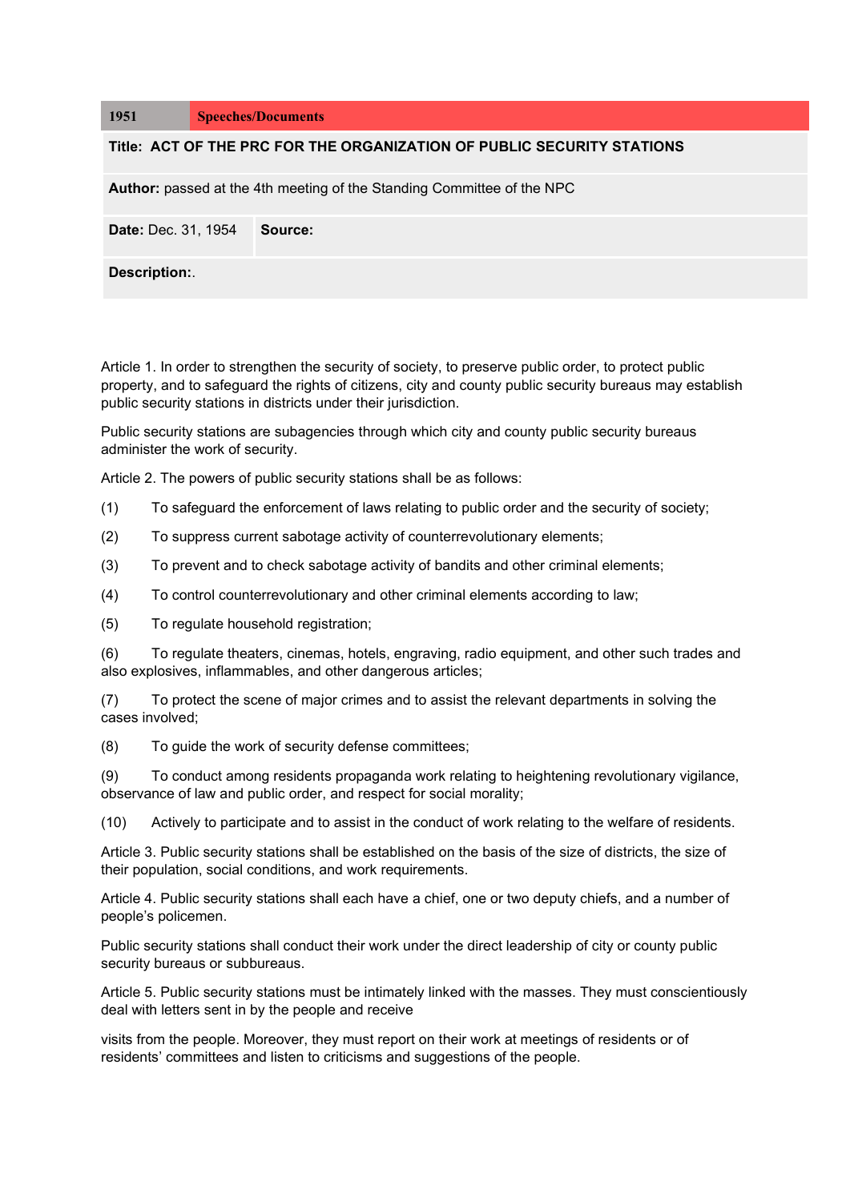| 1951 | Speeches/Documents |
| --- | --- |
| **Title: ACT OF THE PRC FOR THE ORGANIZATION OF PUBLIC SECURITY STATIONS** | |
| **Author:** passed at the 4th meeting of the Standing Committee of the NPC | |
| **Date:** Dec. 31, 1954 | **Source:** |
| **Description:**. | |

Article 1. In order to strengthen the security of society, to preserve public order, to protect public property, and to safeguard the rights of citizens, city and county public security bureaus may establish public security stations in districts under their jurisdiction.

Public security stations are subagencies through which city and county public security bureaus administer the work of security.

Article 2. The powers of public security stations shall be as follows:

(1) To safeguard the enforcement of laws relating to public order and the security of society;

(2) To suppress current sabotage activity of counterrevolutionary elements;

(3) To prevent and to check sabotage activity of bandits and other criminal elements;

(4) To control counterrevolutionary and other criminal elements according to law;

(5) To regulate household registration;

(6) To regulate theaters, cinemas, hotels, engraving, radio equipment, and other such trades and also explosives, inflammables, and other dangerous articles;

(7) To protect the scene of major crimes and to assist the relevant departments in solving the cases involved;

(8) To guide the work of security defense committees;

(9) To conduct among residents propaganda work relating to heightening revolutionary vigilance, observance of law and public order, and respect for social morality;

(10) Actively to participate and to assist in the conduct of work relating to the welfare of residents.

Article 3. Public security stations shall be established on the basis of the size of districts, the size of their population, social conditions, and work requirements.

Article 4. Public security stations shall each have a chief, one or two deputy chiefs, and a number of people's policemen.

Public security stations shall conduct their work under the direct leadership of city or county public security bureaus or subbureaus.

Article 5. Public security stations must be intimately linked with the masses. They must conscientiously deal with letters sent in by the people and receive

visits from the people. Moreover, they must report on their work at meetings of residents or of residents' committees and listen to criticisms and suggestions of the people.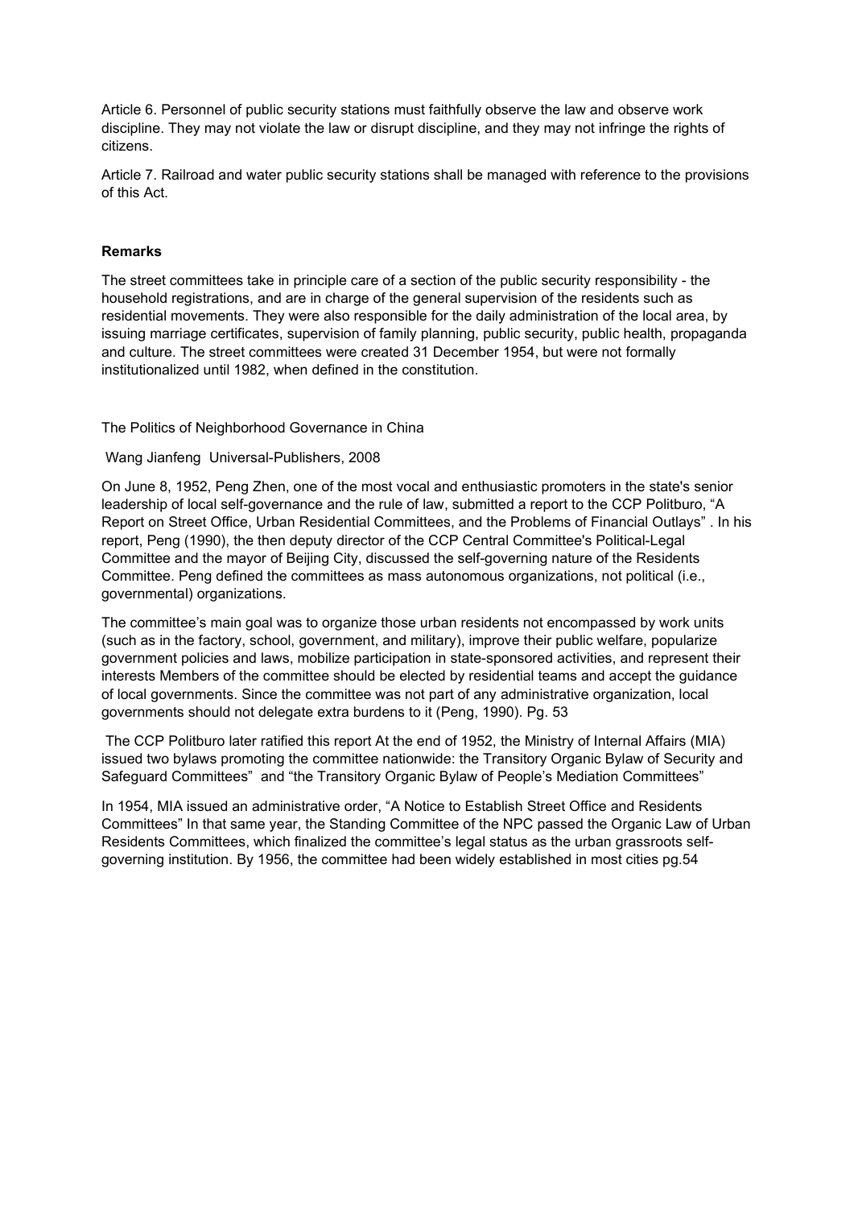Article 6. Personnel of public security stations must faithfully observe the law and observe work discipline. They may not violate the law or disrupt discipline, and they may not infringe the rights of citizens.

Article 7. Railroad and water public security stations shall be managed with reference to the provisions of this Act.

**Remarks**

The street committees take in principle care of a section of the public security responsibility - the household registrations, and are in charge of the general supervision of the residents such as residential movements. They were also responsible for the daily administration of the local area, by issuing marriage certificates, supervision of family planning, public security, public health, propaganda and culture. The street committees were created 31 December 1954, but were not formally institutionalized until 1982, when defined in the constitution.

The Politics of Neighborhood Governance in China

Wang Jianfeng Universal-Publishers, 2008

On June 8, 1952, Peng Zhen, one of the most vocal and enthusiastic promoters in the state's senior leadership of local self-governance and the rule of law, submitted a report to the CCP Politburo, "A Report on Street Office, Urban Residential Committees, and the Problems of Financial Outlays" . In his report, Peng (1990), the then deputy director of the CCP Central Committee's Political-Legal Committee and the mayor of Beijing City, discussed the self-governing nature of the Residents Committee. Peng defined the committees as mass autonomous organizations, not political (i.e., governmental) organizations.

The committee's main goal was to organize those urban residents not encompassed by work units (such as in the factory, school, government, and military), improve their public welfare, popularize government policies and laws, mobilize participation in state-sponsored activities, and represent their interests Members of the committee should be elected by residential teams and accept the guidance of local governments. Since the committee was not part of any administrative organization, local governments should not delegate extra burdens to it (Peng, 1990). Pg. 53

The CCP Politburo later ratified this report At the end of 1952, the Ministry of Internal Affairs (MIA) issued two bylaws promoting the committee nationwide: the Transitory Organic Bylaw of Security and Safeguard Committees" and "the Transitory Organic Bylaw of People's Mediation Committees"

In 1954, MIA issued an administrative order, "A Notice to Establish Street Office and Residents Committees" In that same year, the Standing Committee of the NPC passed the Organic Law of Urban Residents Committees, which finalized the committee's legal status as the urban grassroots self-governing institution. By 1956, the committee had been widely established in most cities pg.54